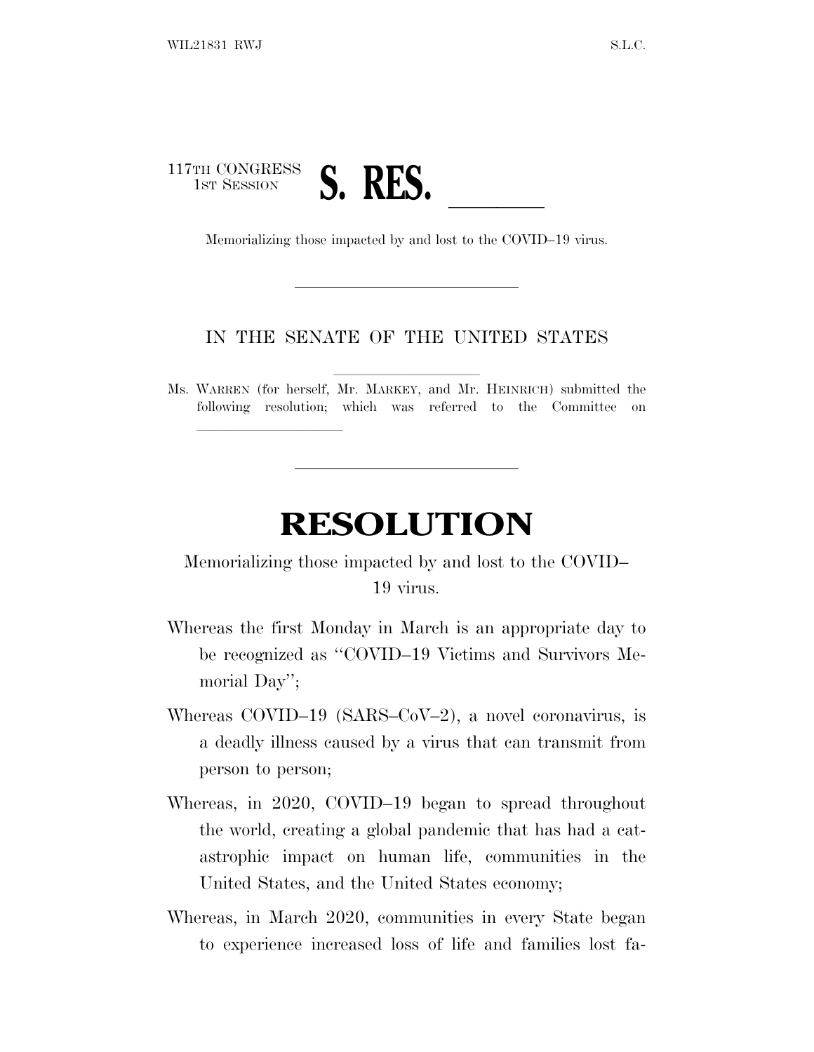117TH CONGRESS
1ST SESSION

# S. RES. \_\_\_\_\_\_

Memorializing those impacted by and lost to the COVID–19 virus.

---

IN THE SENATE OF THE UNITED STATES

Ms. WARREN (for herself, Mr. MARKEY, and Mr. HEINRICH) submitted the following resolution; which was referred to the Committee on \_\_\_\_\_\_\_\_\_\_\_\_

---

# RESOLUTION

Memorializing those impacted by and lost to the COVID–19 virus.

Whereas the first Monday in March is an appropriate day to be recognized as "COVID–19 Victims and Survivors Memorial Day";

Whereas COVID–19 (SARS–CoV–2), a novel coronavirus, is a deadly illness caused by a virus that can transmit from person to person;

Whereas, in 2020, COVID–19 began to spread throughout the world, creating a global pandemic that has had a catastrophic impact on human life, communities in the United States, and the United States economy;

Whereas, in March 2020, communities in every State began to experience increased loss of life and families lost fa-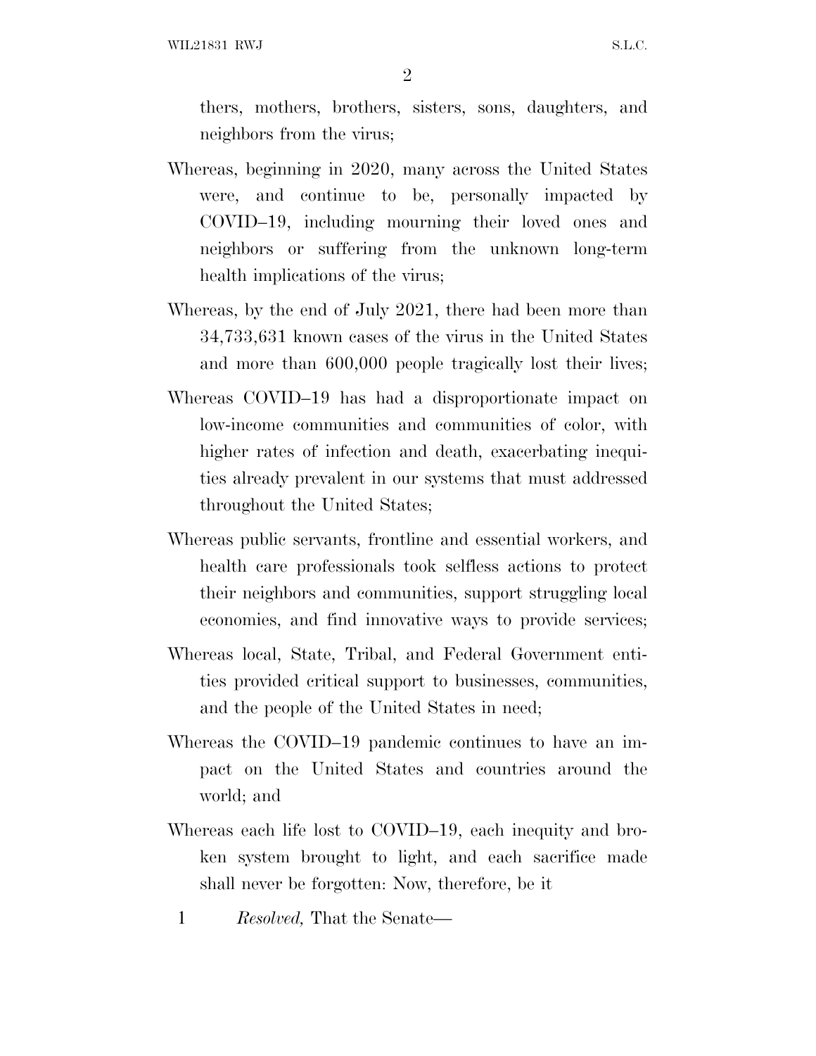thers, mothers, brothers, sisters, sons, daughters, and neighbors from the virus;

Whereas, beginning in 2020, many across the United States were, and continue to be, personally impacted by COVID–19, including mourning their loved ones and neighbors or suffering from the unknown long-term health implications of the virus;

Whereas, by the end of July 2021, there had been more than 34,733,631 known cases of the virus in the United States and more than 600,000 people tragically lost their lives;

Whereas COVID–19 has had a disproportionate impact on low-income communities and communities of color, with higher rates of infection and death, exacerbating inequities already prevalent in our systems that must addressed throughout the United States;

Whereas public servants, frontline and essential workers, and health care professionals took selfless actions to protect their neighbors and communities, support struggling local economies, and find innovative ways to provide services;

Whereas local, State, Tribal, and Federal Government entities provided critical support to businesses, communities, and the people of the United States in need;

Whereas the COVID–19 pandemic continues to have an impact on the United States and countries around the world; and

Whereas each life lost to COVID–19, each inequity and broken system brought to light, and each sacrifice made shall never be forgotten: Now, therefore, be it

1 *Resolved,* That the Senate—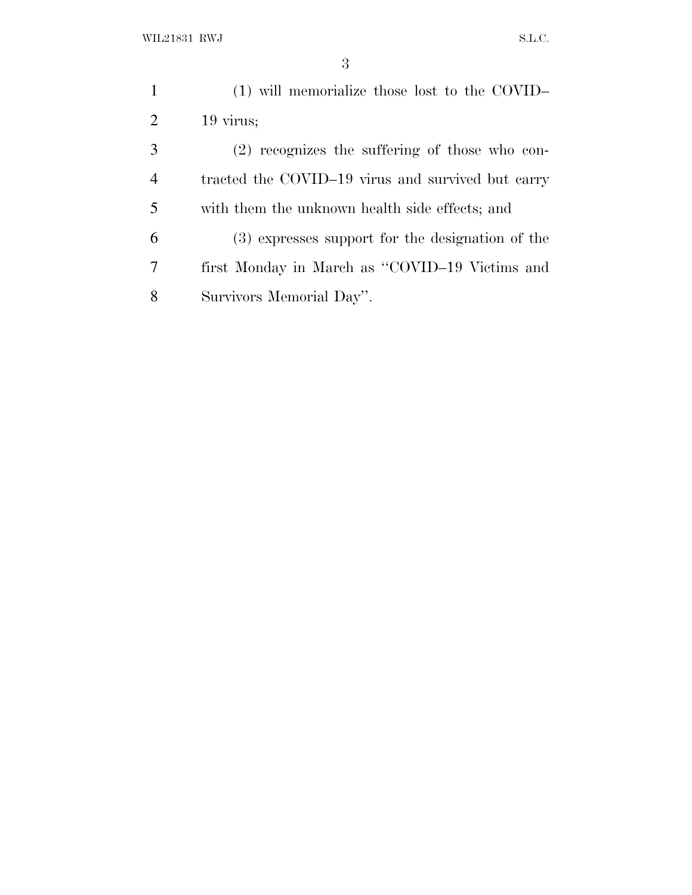(1) will memorialize those lost to the COVID–19 virus;

(2) recognizes the suffering of those who contracted the COVID–19 virus and survived but carry with them the unknown health side effects; and

(3) expresses support for the designation of the first Monday in March as ''COVID–19 Victims and Survivors Memorial Day''.